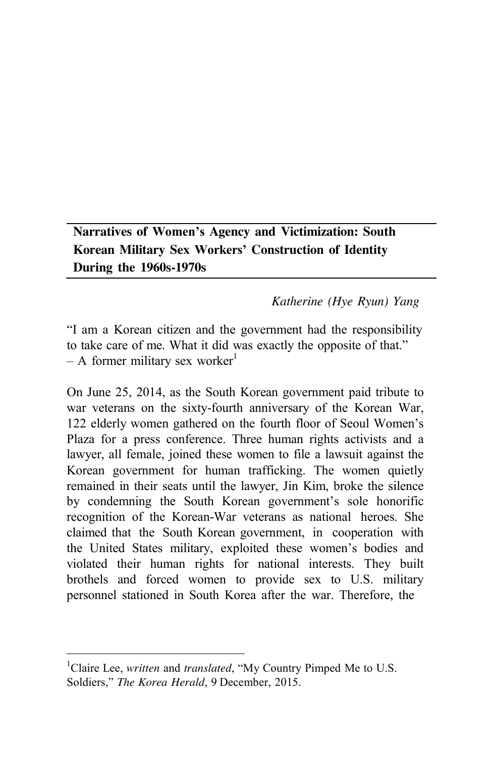# Narratives of Women's Agency and Victimization: South Korean Military Sex Workers' Construction of Identity During the 1960s-1970s

*Katherine (Hye Ryun) Yang*

"I am a Korean citizen and the government had the responsibility to take care of me. What it did was exactly the opposite of that."
– A former military sex worker[1]

On June 25, 2014, as the South Korean government paid tribute to war veterans on the sixty-fourth anniversary of the Korean War, 122 elderly women gathered on the fourth floor of Seoul Women's Plaza for a press conference. Three human rights activists and a lawyer, all female, joined these women to file a lawsuit against the Korean government for human trafficking. The women quietly remained in their seats until the lawyer, Jin Kim, broke the silence by condemning the South Korean government's sole honorific recognition of the Korean-War veterans as national heroes. She claimed that the South Korean government, in cooperation with the United States military, exploited these women's bodies and violated their human rights for national interests. They built brothels and forced women to provide sex to U.S. military personnel stationed in South Korea after the war. Therefore, the

[1]Claire Lee, *written* and *translated*, "My Country Pimped Me to U.S. Soldiers," *The Korea Herald*, 9 December, 2015.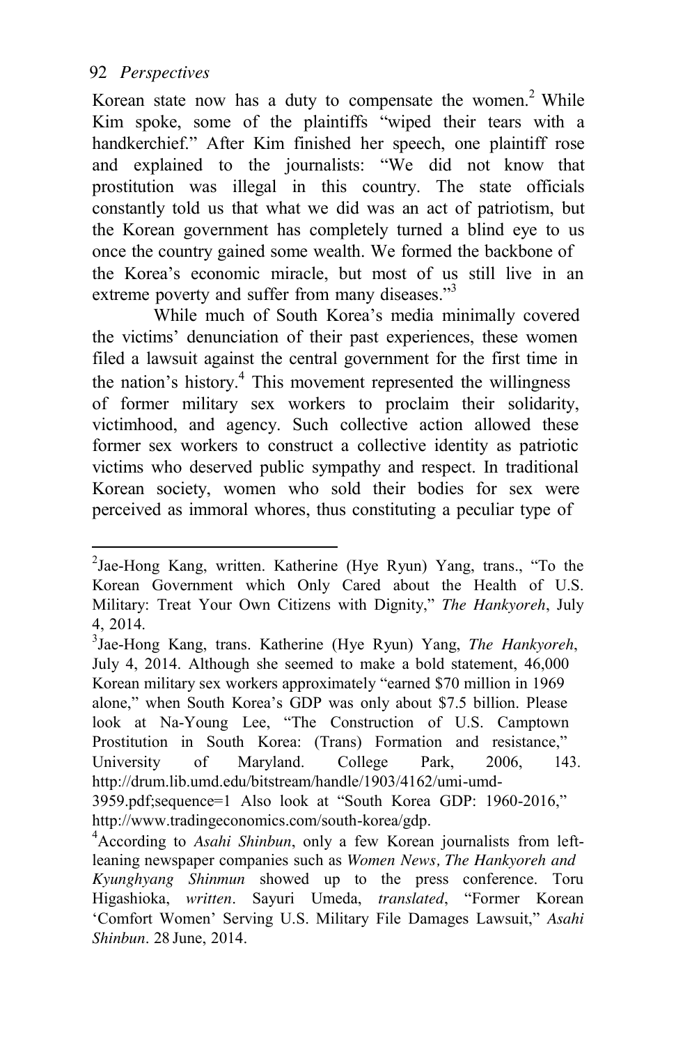Korean state now has a duty to compensate the women.[2] While Kim spoke, some of the plaintiffs "wiped their tears with a handkerchief." After Kim finished her speech, one plaintiff rose and explained to the journalists: "We did not know that prostitution was illegal in this country. The state officials constantly told us that what we did was an act of patriotism, but the Korean government has completely turned a blind eye to us once the country gained some wealth. We formed the backbone of the Korea's economic miracle, but most of us still live in an extreme poverty and suffer from many diseases."[3]

While much of South Korea's media minimally covered the victims' denunciation of their past experiences, these women filed a lawsuit against the central government for the first time in the nation's history.[4] This movement represented the willingness of former military sex workers to proclaim their solidarity, victimhood, and agency. Such collective action allowed these former sex workers to construct a collective identity as patriotic victims who deserved public sympathy and respect. In traditional Korean society, women who sold their bodies for sex were perceived as immoral whores, thus constituting a peculiar type of

---

[2]Jae-Hong Kang, written. Katherine (Hye Ryun) Yang, trans., "To the Korean Government which Only Cared about the Health of U.S. Military: Treat Your Own Citizens with Dignity," *The Hankyoreh*, July 4, 2014.

[3]Jae-Hong Kang, trans. Katherine (Hye Ryun) Yang, *The Hankyoreh*, July 4, 2014. Although she seemed to make a bold statement, 46,000 Korean military sex workers approximately "earned $70 million in 1969 alone," when South Korea's GDP was only about $7.5 billion. Please look at Na-Young Lee, "The Construction of U.S. Camptown Prostitution in South Korea: (Trans) Formation and resistance," University of Maryland. College Park, 2006, 143. http://drum.lib.umd.edu/bitstream/handle/1903/4162/umi-umd-3959.pdf;sequence=1 Also look at "South Korea GDP: 1960-2016," http://www.tradingeconomics.com/south-korea/gdp.

[4]According to *Asahi Shinbun*, only a few Korean journalists from left-leaning newspaper companies such as *Women News, The Hankyoreh and Kyunghyang Shinmun* showed up to the press conference. Toru Higashioka, *written*. Sayuri Umeda, *translated*, "Former Korean 'Comfort Women' Serving U.S. Military File Damages Lawsuit," *Asahi Shinbun*. 28 June, 2014.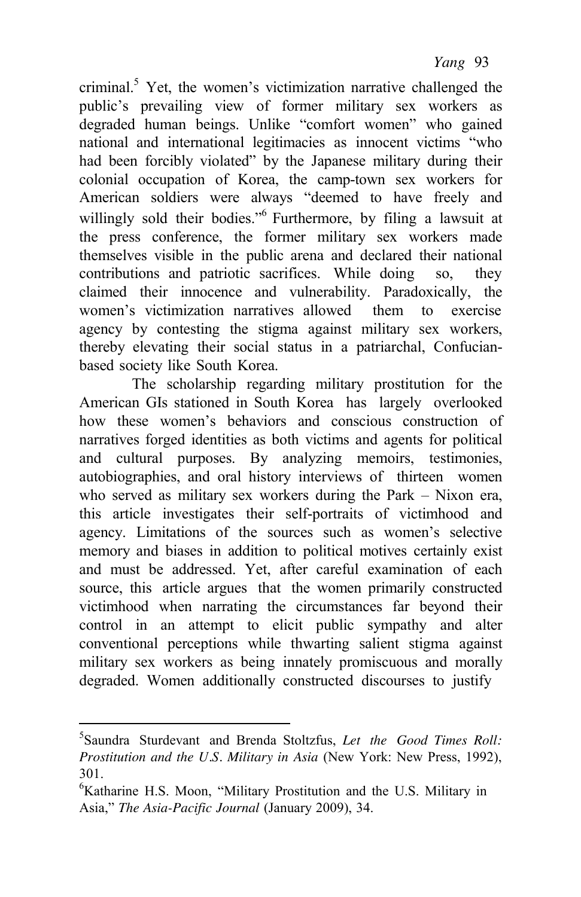criminal.[5] Yet, the women's victimization narrative challenged the public's prevailing view of former military sex workers as degraded human beings. Unlike "comfort women" who gained national and international legitimacies as innocent victims "who had been forcibly violated" by the Japanese military during their colonial occupation of Korea, the camp-town sex workers for American soldiers were always "deemed to have freely and willingly sold their bodies."[6] Furthermore, by filing a lawsuit at the press conference, the former military sex workers made themselves visible in the public arena and declared their national contributions and patriotic sacrifices. While doing so, they claimed their innocence and vulnerability. Paradoxically, the women's victimization narratives allowed them to exercise agency by contesting the stigma against military sex workers, thereby elevating their social status in a patriarchal, Confucian-based society like South Korea.

The scholarship regarding military prostitution for the American GIs stationed in South Korea has largely overlooked how these women's behaviors and conscious construction of narratives forged identities as both victims and agents for political and cultural purposes. By analyzing memoirs, testimonies, autobiographies, and oral history interviews of thirteen women who served as military sex workers during the Park – Nixon era, this article investigates their self-portraits of victimhood and agency. Limitations of the sources such as women's selective memory and biases in addition to political motives certainly exist and must be addressed. Yet, after careful examination of each source, this article argues that the women primarily constructed victimhood when narrating the circumstances far beyond their control in an attempt to elicit public sympathy and alter conventional perceptions while thwarting salient stigma against military sex workers as being innately promiscuous and morally degraded. Women additionally constructed discourses to justify

---

[5]Saundra Sturdevant and Brenda Stoltzfus, *Let the Good Times Roll: Prostitution and the U.S. Military in Asia* (New York: New Press, 1992), 301.

[6]Katharine H.S. Moon, "Military Prostitution and the U.S. Military in Asia," *The Asia-Pacific Journal* (January 2009), 34.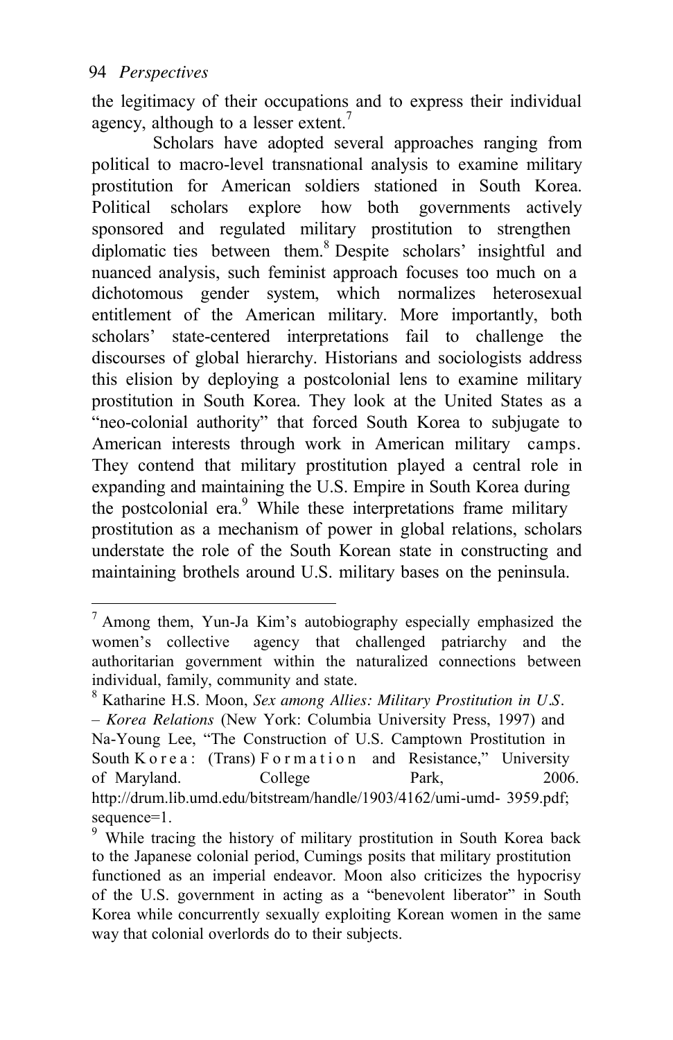the legitimacy of their occupations and to express their individual agency, although to a lesser extent.[7]

Scholars have adopted several approaches ranging from political to macro-level transnational analysis to examine military prostitution for American soldiers stationed in South Korea. Political scholars explore how both governments actively sponsored and regulated military prostitution to strengthen diplomatic ties between them.[8] Despite scholars' insightful and nuanced analysis, such feminist approach focuses too much on a dichotomous gender system, which normalizes heterosexual entitlement of the American military. More importantly, both scholars' state-centered interpretations fail to challenge the discourses of global hierarchy. Historians and sociologists address this elision by deploying a postcolonial lens to examine military prostitution in South Korea. They look at the United States as a "neo-colonial authority" that forced South Korea to subjugate to American interests through work in American military camps. They contend that military prostitution played a central role in expanding and maintaining the U.S. Empire in South Korea during the postcolonial era.[9] While these interpretations frame military prostitution as a mechanism of power in global relations, scholars understate the role of the South Korean state in constructing and maintaining brothels around U.S. military bases on the peninsula.

---

[7] Among them, Yun-Ja Kim's autobiography especially emphasized the women's collective agency that challenged patriarchy and the authoritarian government within the naturalized connections between individual, family, community and state.

[8] Katharine H.S. Moon, *Sex among Allies: Military Prostitution in U.S. – Korea Relations* (New York: Columbia University Press, 1997) and Na-Young Lee, "The Construction of U.S. Camptown Prostitution in South Korea: (Trans) Formation and Resistance," University of Maryland. College Park, 2006. http://drum.lib.umd.edu/bitstream/handle/1903/4162/umi-umd- 3959.pdf; sequence=1.

[9] While tracing the history of military prostitution in South Korea back to the Japanese colonial period, Cumings posits that military prostitution functioned as an imperial endeavor. Moon also criticizes the hypocrisy of the U.S. government in acting as a "benevolent liberator" in South Korea while concurrently sexually exploiting Korean women in the same way that colonial overlords do to their subjects.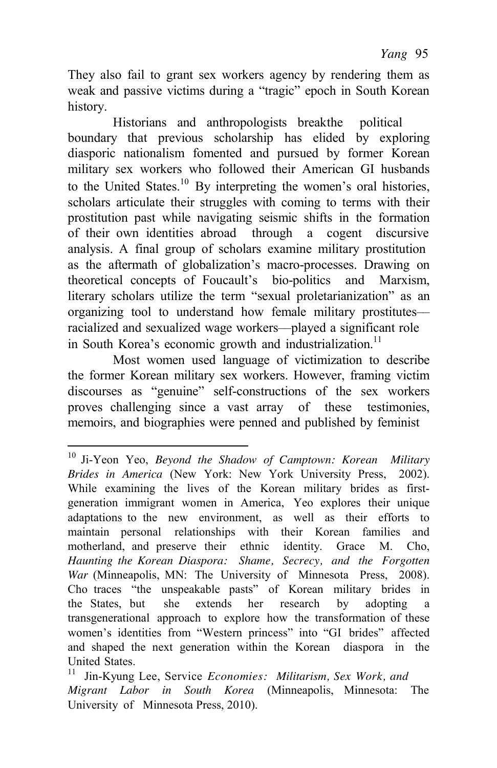They also fail to grant sex workers agency by rendering them as weak and passive victims during a "tragic" epoch in South Korean history.

Historians and anthropologists breakthe political boundary that previous scholarship has elided by exploring diasporic nationalism fomented and pursued by former Korean military sex workers who followed their American GI husbands to the United States.[10] By interpreting the women's oral histories, scholars articulate their struggles with coming to terms with their prostitution past while navigating seismic shifts in the formation of their own identities abroad through a cogent discursive analysis. A final group of scholars examine military prostitution as the aftermath of globalization's macro-processes. Drawing on theoretical concepts of Foucault's bio-politics and Marxism, literary scholars utilize the term "sexual proletarianization" as an organizing tool to understand how female military prostitutes—racialized and sexualized wage workers—played a significant role in South Korea's economic growth and industrialization.[11]

Most women used language of victimization to describe the former Korean military sex workers. However, framing victim discourses as "genuine" self-constructions of the sex workers proves challenging since a vast array of these testimonies, memoirs, and biographies were penned and published by feminist

---

[10] Ji-Yeon Yeo, *Beyond the Shadow of Camptown: Korean Military Brides in America* (New York: New York University Press, 2002). While examining the lives of the Korean military brides as first-generation immigrant women in America, Yeo explores their unique adaptations to the new environment, as well as their efforts to maintain personal relationships with their Korean families and motherland, and preserve their ethnic identity. Grace M. Cho, *Haunting the Korean Diaspora: Shame, Secrecy, and the Forgotten War* (Minneapolis, MN: The University of Minnesota Press, 2008). Cho traces "the unspeakable pasts" of Korean military brides in the States, but she extends her research by adopting a transgenerational approach to explore how the transformation of these women's identities from "Western princess" into "GI brides" affected and shaped the next generation within the Korean diaspora in the United States.

[11] Jin-Kyung Lee, Service *Economies: Militarism, Sex Work, and Migrant Labor in South Korea* (Minneapolis, Minnesota: The University of Minnesota Press, 2010).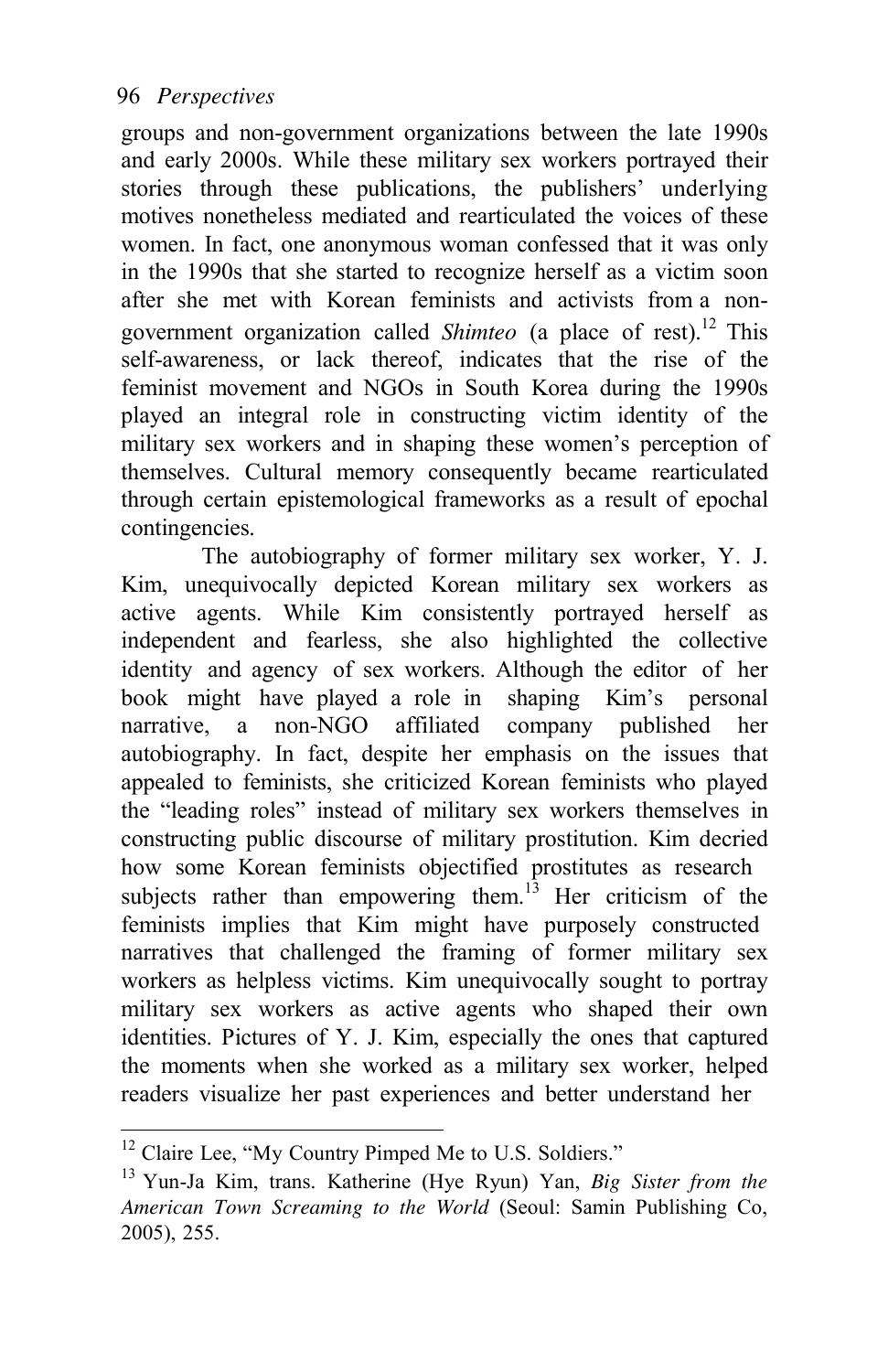groups and non-government organizations between the late 1990s and early 2000s. While these military sex workers portrayed their stories through these publications, the publishers' underlying motives nonetheless mediated and rearticulated the voices of these women. In fact, one anonymous woman confessed that it was only in the 1990s that she started to recognize herself as a victim soon after she met with Korean feminists and activists from a non-government organization called *Shimteo* (a place of rest).[12] This self-awareness, or lack thereof, indicates that the rise of the feminist movement and NGOs in South Korea during the 1990s played an integral role in constructing victim identity of the military sex workers and in shaping these women's perception of themselves. Cultural memory consequently became rearticulated through certain epistemological frameworks as a result of epochal contingencies.

The autobiography of former military sex worker, Y. J. Kim, unequivocally depicted Korean military sex workers as active agents. While Kim consistently portrayed herself as independent and fearless, she also highlighted the collective identity and agency of sex workers. Although the editor of her book might have played a role in shaping Kim's personal narrative, a non-NGO affiliated company published her autobiography. In fact, despite her emphasis on the issues that appealed to feminists, she criticized Korean feminists who played the "leading roles" instead of military sex workers themselves in constructing public discourse of military prostitution. Kim decried how some Korean feminists objectified prostitutes as research subjects rather than empowering them.[13] Her criticism of the feminists implies that Kim might have purposely constructed narratives that challenged the framing of former military sex workers as helpless victims. Kim unequivocally sought to portray military sex workers as active agents who shaped their own identities. Pictures of Y. J. Kim, especially the ones that captured the moments when she worked as a military sex worker, helped readers visualize her past experiences and better understand her

---

[12] Claire Lee, "My Country Pimped Me to U.S. Soldiers."

[13] Yun-Ja Kim, trans. Katherine (Hye Ryun) Yan, *Big Sister from the American Town Screaming to the World* (Seoul: Samin Publishing Co, 2005), 255.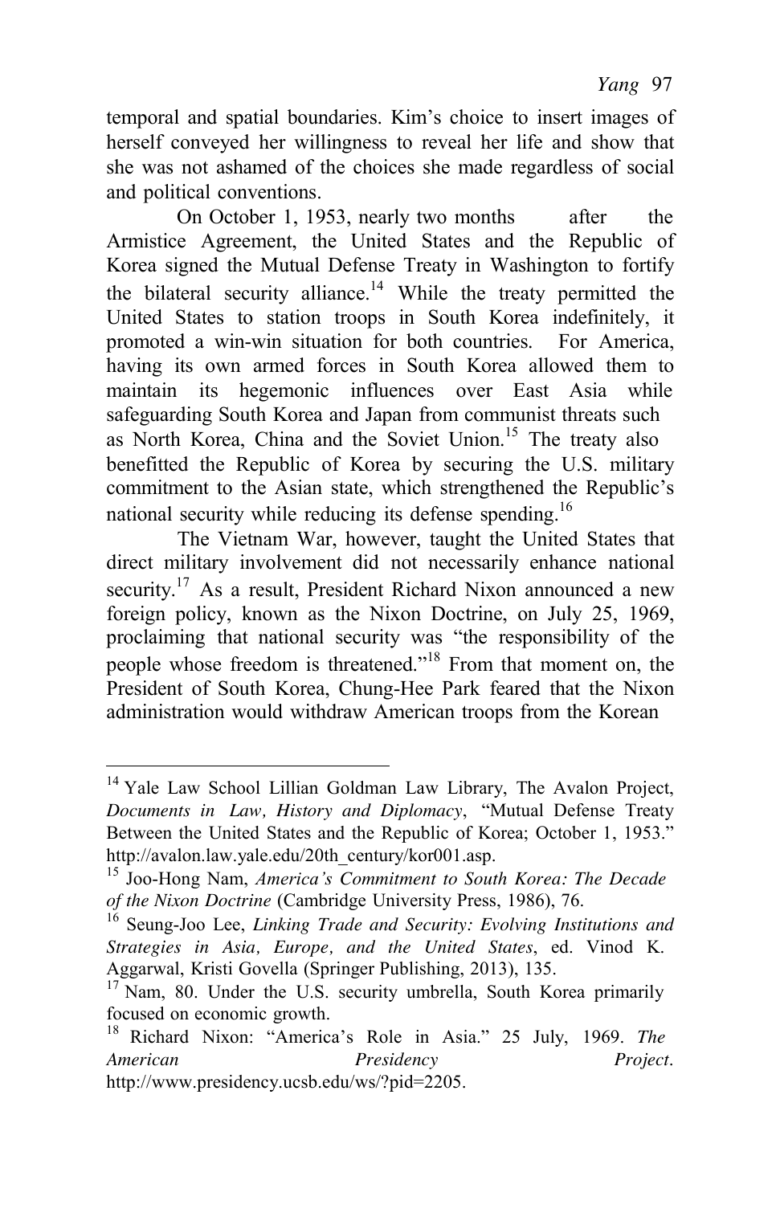temporal and spatial boundaries. Kim's choice to insert images of herself conveyed her willingness to reveal her life and show that she was not ashamed of the choices she made regardless of social and political conventions.

On October 1, 1953, nearly two months after the Armistice Agreement, the United States and the Republic of Korea signed the Mutual Defense Treaty in Washington to fortify the bilateral security alliance.[14] While the treaty permitted the United States to station troops in South Korea indefinitely, it promoted a win-win situation for both countries. For America, having its own armed forces in South Korea allowed them to maintain its hegemonic influences over East Asia while safeguarding South Korea and Japan from communist threats such as North Korea, China and the Soviet Union.[15] The treaty also benefitted the Republic of Korea by securing the U.S. military commitment to the Asian state, which strengthened the Republic's national security while reducing its defense spending.[16]

The Vietnam War, however, taught the United States that direct military involvement did not necessarily enhance national security.[17] As a result, President Richard Nixon announced a new foreign policy, known as the Nixon Doctrine, on July 25, 1969, proclaiming that national security was "the responsibility of the people whose freedom is threatened."[18] From that moment on, the President of South Korea, Chung-Hee Park feared that the Nixon administration would withdraw American troops from the Korean

---

[14] Yale Law School Lillian Goldman Law Library, The Avalon Project, *Documents in Law, History and Diplomacy*, "Mutual Defense Treaty Between the United States and the Republic of Korea; October 1, 1953." http://avalon.law.yale.edu/20th_century/kor001.asp.

[15] Joo-Hong Nam, *America's Commitment to South Korea: The Decade of the Nixon Doctrine* (Cambridge University Press, 1986), 76.

[16] Seung-Joo Lee, *Linking Trade and Security: Evolving Institutions and Strategies in Asia, Europe, and the United States*, ed. Vinod K. Aggarwal, Kristi Govella (Springer Publishing, 2013), 135.

[17] Nam, 80. Under the U.S. security umbrella, South Korea primarily focused on economic growth.

[18] Richard Nixon: "America's Role in Asia." 25 July, 1969. *The American Presidency Project*. http://www.presidency.ucsb.edu/ws/?pid=2205.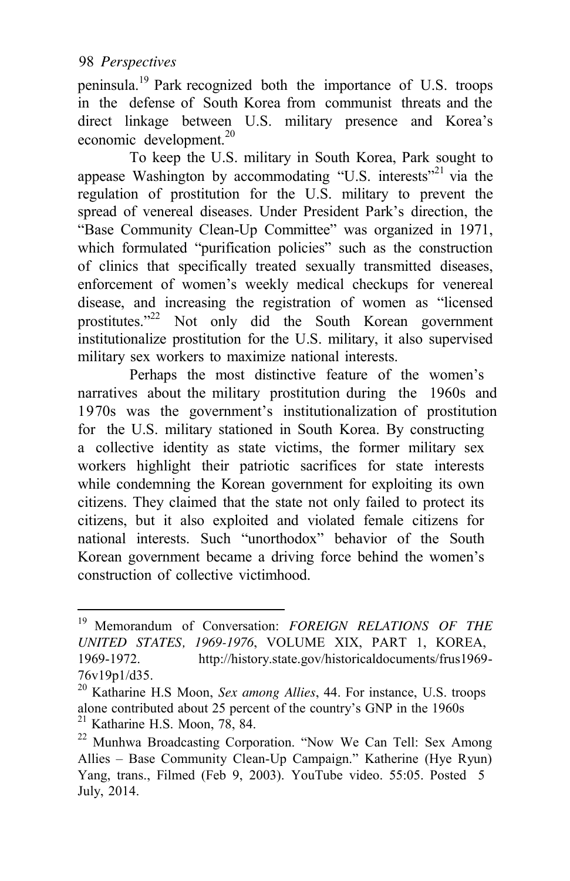peninsula.[19] Park recognized both the importance of U.S. troops in the defense of South Korea from communist threats and the direct linkage between U.S. military presence and Korea's economic development.[20]

To keep the U.S. military in South Korea, Park sought to appease Washington by accommodating "U.S. interests"[21] via the regulation of prostitution for the U.S. military to prevent the spread of venereal diseases. Under President Park's direction, the "Base Community Clean-Up Committee" was organized in 1971, which formulated "purification policies" such as the construction of clinics that specifically treated sexually transmitted diseases, enforcement of women's weekly medical checkups for venereal disease, and increasing the registration of women as "licensed prostitutes."[22] Not only did the South Korean government institutionalize prostitution for the U.S. military, it also supervised military sex workers to maximize national interests.

Perhaps the most distinctive feature of the women's narratives about the military prostitution during the 1960s and 1970s was the government's institutionalization of prostitution for the U.S. military stationed in South Korea. By constructing a collective identity as state victims, the former military sex workers highlight their patriotic sacrifices for state interests while condemning the Korean government for exploiting its own citizens. They claimed that the state not only failed to protect its citizens, but it also exploited and violated female citizens for national interests. Such "unorthodox" behavior of the South Korean government became a driving force behind the women's construction of collective victimhood.

---

[19] Memorandum of Conversation: *FOREIGN RELATIONS OF THE UNITED STATES, 1969-1976*, VOLUME XIX, PART 1, KOREA, 1969-1972. http://history.state.gov/historicaldocuments/frus1969-76v19p1/d35.

[20] Katharine H.S Moon, *Sex among Allies*, 44. For instance, U.S. troops alone contributed about 25 percent of the country's GNP in the 1960s

[21] Katharine H.S. Moon, 78, 84.

[22] Munhwa Broadcasting Corporation. "Now We Can Tell: Sex Among Allies – Base Community Clean-Up Campaign." Katherine (Hye Ryun) Yang, trans., Filmed (Feb 9, 2003). YouTube video. 55:05. Posted 5 July, 2014.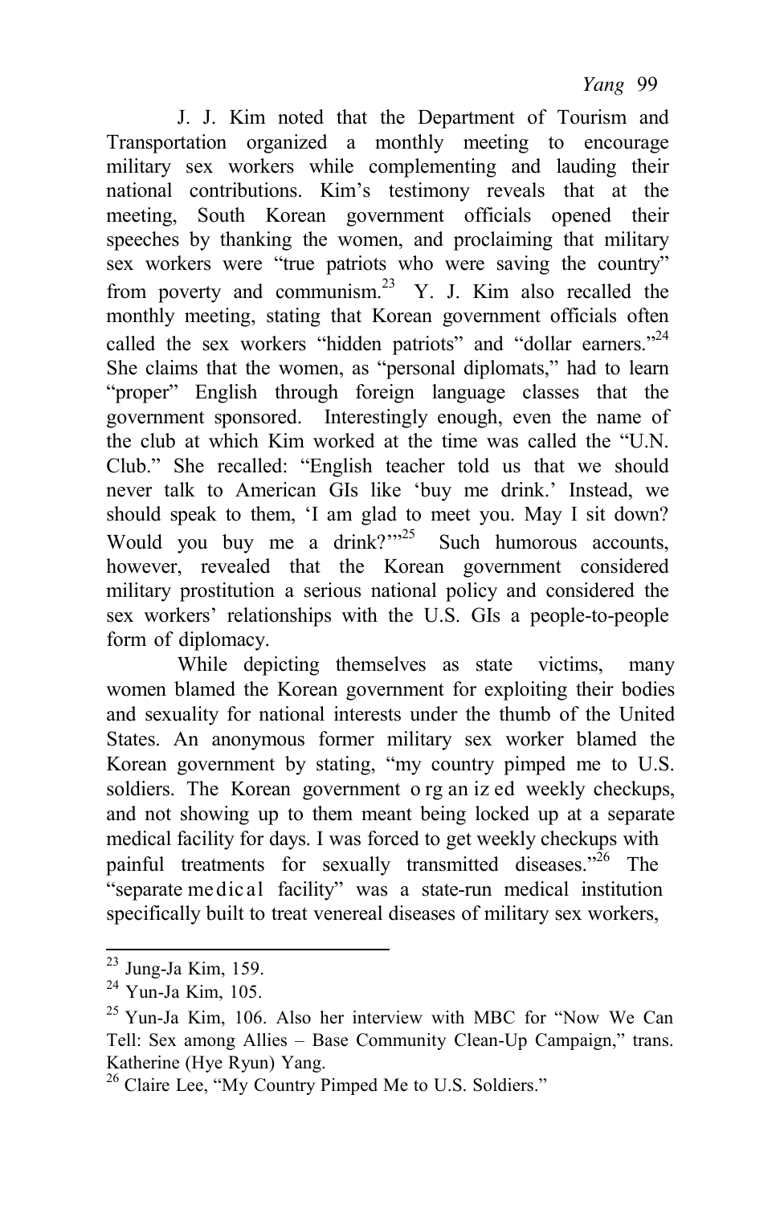J. J. Kim noted that the Department of Tourism and Transportation organized a monthly meeting to encourage military sex workers while complementing and lauding their national contributions. Kim's testimony reveals that at the meeting, South Korean government officials opened their speeches by thanking the women, and proclaiming that military sex workers were "true patriots who were saving the country" from poverty and communism.[23] Y. J. Kim also recalled the monthly meeting, stating that Korean government officials often called the sex workers "hidden patriots" and "dollar earners."[24] She claims that the women, as "personal diplomats," had to learn "proper" English through foreign language classes that the government sponsored. Interestingly enough, even the name of the club at which Kim worked at the time was called the "U.N. Club." She recalled: "English teacher told us that we should never talk to American GIs like 'buy me drink.' Instead, we should speak to them, 'I am glad to meet you. May I sit down? Would you buy me a drink?'"[25] Such humorous accounts, however, revealed that the Korean government considered military prostitution a serious national policy and considered the sex workers' relationships with the U.S. GIs a people-to-people form of diplomacy.

While depicting themselves as state victims, many women blamed the Korean government for exploiting their bodies and sexuality for national interests under the thumb of the United States. An anonymous former military sex worker blamed the Korean government by stating, "my country pimped me to U.S. soldiers. The Korean government organized weekly checkups, and not showing up to them meant being locked up at a separate medical facility for days. I was forced to get weekly checkups with painful treatments for sexually transmitted diseases."[26] The "separate medical facility" was a state-run medical institution specifically built to treat venereal diseases of military sex workers,

---

[23] Jung-Ja Kim, 159.

[24] Yun-Ja Kim, 105.

[25] Yun-Ja Kim, 106. Also her interview with MBC for "Now We Can Tell: Sex among Allies – Base Community Clean-Up Campaign," trans. Katherine (Hye Ryun) Yang.

[26] Claire Lee, "My Country Pimped Me to U.S. Soldiers."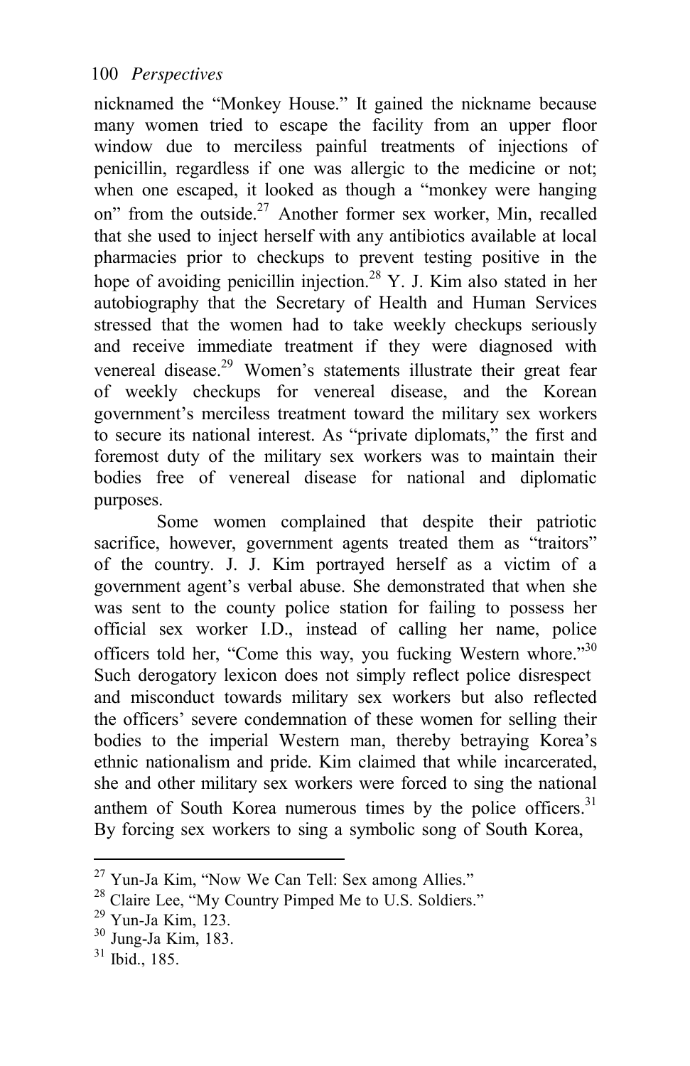nicknamed the "Monkey House." It gained the nickname because many women tried to escape the facility from an upper floor window due to merciless painful treatments of injections of penicillin, regardless if one was allergic to the medicine or not; when one escaped, it looked as though a "monkey were hanging on" from the outside.[27] Another former sex worker, Min, recalled that she used to inject herself with any antibiotics available at local pharmacies prior to checkups to prevent testing positive in the hope of avoiding penicillin injection.[28] Y. J. Kim also stated in her autobiography that the Secretary of Health and Human Services stressed that the women had to take weekly checkups seriously and receive immediate treatment if they were diagnosed with venereal disease.[29] Women's statements illustrate their great fear of weekly checkups for venereal disease, and the Korean government's merciless treatment toward the military sex workers to secure its national interest. As "private diplomats," the first and foremost duty of the military sex workers was to maintain their bodies free of venereal disease for national and diplomatic purposes.

Some women complained that despite their patriotic sacrifice, however, government agents treated them as "traitors" of the country. J. J. Kim portrayed herself as a victim of a government agent's verbal abuse. She demonstrated that when she was sent to the county police station for failing to possess her official sex worker I.D., instead of calling her name, police officers told her, "Come this way, you fucking Western whore."[30] Such derogatory lexicon does not simply reflect police disrespect and misconduct towards military sex workers but also reflected the officers' severe condemnation of these women for selling their bodies to the imperial Western man, thereby betraying Korea's ethnic nationalism and pride. Kim claimed that while incarcerated, she and other military sex workers were forced to sing the national anthem of South Korea numerous times by the police officers.[31] By forcing sex workers to sing a symbolic song of South Korea,

---

[27] Yun-Ja Kim, "Now We Can Tell: Sex among Allies."

[28] Claire Lee, "My Country Pimped Me to U.S. Soldiers."

[29] Yun-Ja Kim, 123.

[30] Jung-Ja Kim, 183.

[31] Ibid., 185.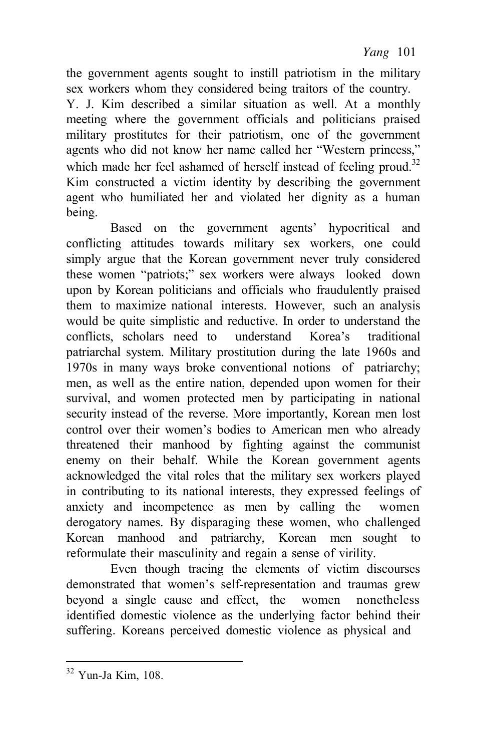the government agents sought to instill patriotism in the military sex workers whom they considered being traitors of the country. Y. J. Kim described a similar situation as well. At a monthly meeting where the government officials and politicians praised military prostitutes for their patriotism, one of the government agents who did not know her name called her "Western princess," which made her feel ashamed of herself instead of feeling proud.[32] Kim constructed a victim identity by describing the government agent who humiliated her and violated her dignity as a human being.

Based on the government agents' hypocritical and conflicting attitudes towards military sex workers, one could simply argue that the Korean government never truly considered these women "patriots;" sex workers were always looked down upon by Korean politicians and officials who fraudulently praised them to maximize national interests. However, such an analysis would be quite simplistic and reductive. In order to understand the conflicts, scholars need to understand Korea's traditional patriarchal system. Military prostitution during the late 1960s and 1970s in many ways broke conventional notions of patriarchy; men, as well as the entire nation, depended upon women for their survival, and women protected men by participating in national security instead of the reverse. More importantly, Korean men lost control over their women's bodies to American men who already threatened their manhood by fighting against the communist enemy on their behalf. While the Korean government agents acknowledged the vital roles that the military sex workers played in contributing to its national interests, they expressed feelings of anxiety and incompetence as men by calling the women derogatory names. By disparaging these women, who challenged Korean manhood and patriarchy, Korean men sought to reformulate their masculinity and regain a sense of virility.

Even though tracing the elements of victim discourses demonstrated that women's self-representation and traumas grew beyond a single cause and effect, the women nonetheless identified domestic violence as the underlying factor behind their suffering. Koreans perceived domestic violence as physical and

---

[32] Yun-Ja Kim, 108.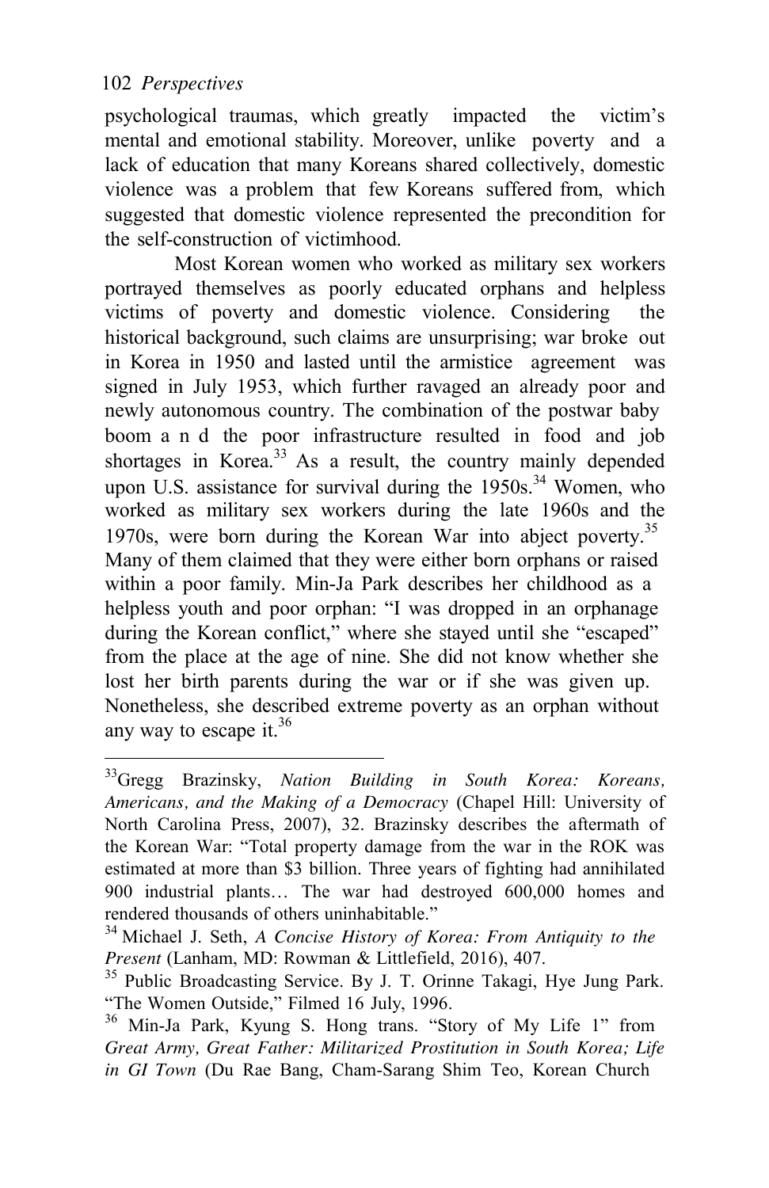psychological traumas, which greatly impacted the victim's mental and emotional stability. Moreover, unlike poverty and a lack of education that many Koreans shared collectively, domestic violence was a problem that few Koreans suffered from, which suggested that domestic violence represented the precondition for the self-construction of victimhood.

Most Korean women who worked as military sex workers portrayed themselves as poorly educated orphans and helpless victims of poverty and domestic violence. Considering the historical background, such claims are unsurprising; war broke out in Korea in 1950 and lasted until the armistice agreement was signed in July 1953, which further ravaged an already poor and newly autonomous country. The combination of the postwar baby boom and the poor infrastructure resulted in food and job shortages in Korea.[33] As a result, the country mainly depended upon U.S. assistance for survival during the 1950s.[34] Women, who worked as military sex workers during the late 1960s and the 1970s, were born during the Korean War into abject poverty.[35] Many of them claimed that they were either born orphans or raised within a poor family. Min-Ja Park describes her childhood as a helpless youth and poor orphan: "I was dropped in an orphanage during the Korean conflict," where she stayed until she "escaped" from the place at the age of nine. She did not know whether she lost her birth parents during the war or if she was given up. Nonetheless, she described extreme poverty as an orphan without any way to escape it.[36]

---

[33] Gregg Brazinsky, *Nation Building in South Korea: Koreans, Americans, and the Making of a Democracy* (Chapel Hill: University of North Carolina Press, 2007), 32. Brazinsky describes the aftermath of the Korean War: "Total property damage from the war in the ROK was estimated at more than $3 billion. Three years of fighting had annihilated 900 industrial plants… The war had destroyed 600,000 homes and rendered thousands of others uninhabitable."

[34] Michael J. Seth, *A Concise History of Korea: From Antiquity to the Present* (Lanham, MD: Rowman & Littlefield, 2016), 407.

[35] Public Broadcasting Service. By J. T. Orinne Takagi, Hye Jung Park. "The Women Outside," Filmed 16 July, 1996.

[36] Min-Ja Park, Kyung S. Hong trans. "Story of My Life 1" from *Great Army, Great Father: Militarized Prostitution in South Korea; Life in GI Town* (Du Rae Bang, Cham-Sarang Shim Teo, Korean Church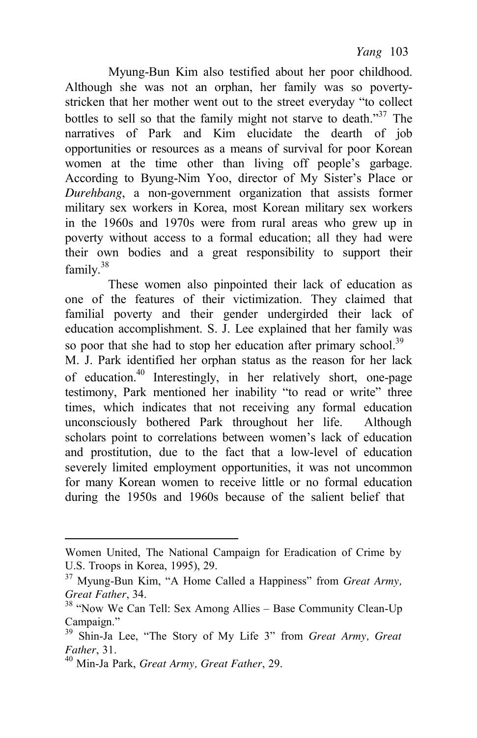Myung-Bun Kim also testified about her poor childhood. Although she was not an orphan, her family was so poverty-stricken that her mother went out to the street everyday "to collect bottles to sell so that the family might not starve to death."[37] The narratives of Park and Kim elucidate the dearth of job opportunities or resources as a means of survival for poor Korean women at the time other than living off people's garbage. According to Byung-Nim Yoo, director of My Sister's Place or *Durehbang*, a non-government organization that assists former military sex workers in Korea, most Korean military sex workers in the 1960s and 1970s were from rural areas who grew up in poverty without access to a formal education; all they had were their own bodies and a great responsibility to support their family.[38]

These women also pinpointed their lack of education as one of the features of their victimization. They claimed that familial poverty and their gender undergirded their lack of education accomplishment. S. J. Lee explained that her family was so poor that she had to stop her education after primary school.[39] M. J. Park identified her orphan status as the reason for her lack of education.[40] Interestingly, in her relatively short, one-page testimony, Park mentioned her inability "to read or write" three times, which indicates that not receiving any formal education unconsciously bothered Park throughout her life. Although scholars point to correlations between women's lack of education and prostitution, due to the fact that a low-level of education severely limited employment opportunities, it was not uncommon for many Korean women to receive little or no formal education during the 1950s and 1960s because of the salient belief that

---

Women United, The National Campaign for Eradication of Crime by U.S. Troops in Korea, 1995), 29.

[37] Myung-Bun Kim, "A Home Called a Happiness" from *Great Army, Great Father*, 34.

[38] "Now We Can Tell: Sex Among Allies – Base Community Clean-Up Campaign."

[39] Shin-Ja Lee, "The Story of My Life 3" from *Great Army, Great Father*, 31.

[40] Min-Ja Park, *Great Army, Great Father*, 29.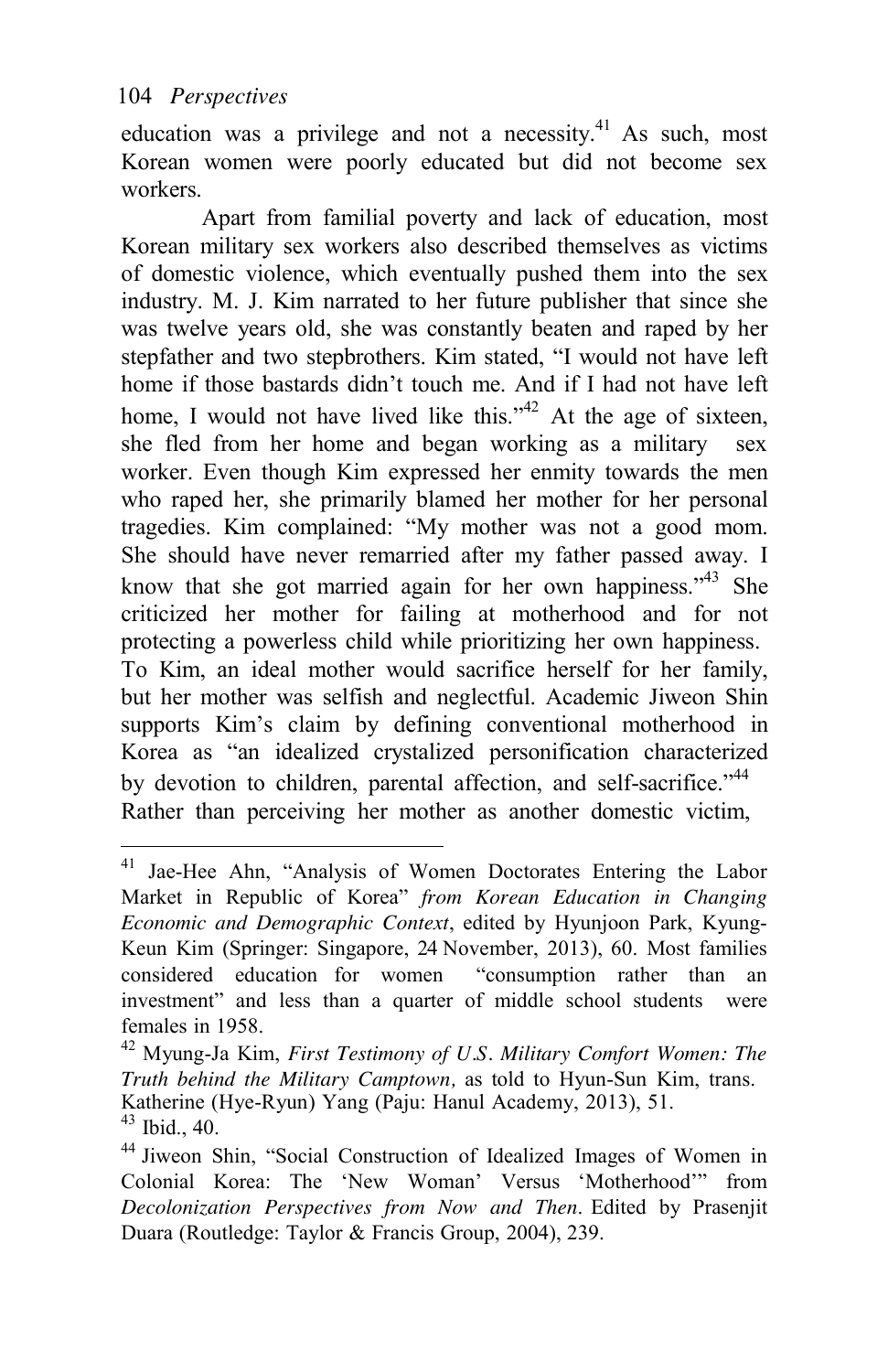education was a privilege and not a necessity.[41] As such, most Korean women were poorly educated but did not become sex workers.

Apart from familial poverty and lack of education, most Korean military sex workers also described themselves as victims of domestic violence, which eventually pushed them into the sex industry. M. J. Kim narrated to her future publisher that since she was twelve years old, she was constantly beaten and raped by her stepfather and two stepbrothers. Kim stated, "I would not have left home if those bastards didn't touch me. And if I had not have left home, I would not have lived like this."[42] At the age of sixteen, she fled from her home and began working as a military sex worker. Even though Kim expressed her enmity towards the men who raped her, she primarily blamed her mother for her personal tragedies. Kim complained: "My mother was not a good mom. She should have never remarried after my father passed away. I know that she got married again for her own happiness."[43] She criticized her mother for failing at motherhood and for not protecting a powerless child while prioritizing her own happiness. To Kim, an ideal mother would sacrifice herself for her family, but her mother was selfish and neglectful. Academic Jiweon Shin supports Kim's claim by defining conventional motherhood in Korea as "an idealized crystalized personification characterized by devotion to children, parental affection, and self-sacrifice."[44] Rather than perceiving her mother as another domestic victim,

---

[41] Jae-Hee Ahn, "Analysis of Women Doctorates Entering the Labor Market in Republic of Korea" *from Korean Education in Changing Economic and Demographic Context*, edited by Hyunjoon Park, Kyung-Keun Kim (Springer: Singapore, 24 November, 2013), 60. Most families considered education for women "consumption rather than an investment" and less than a quarter of middle school students were females in 1958.

[42] Myung-Ja Kim, *First Testimony of U.S. Military Comfort Women: The Truth behind the Military Camptown,* as told to Hyun-Sun Kim, trans. Katherine (Hye-Ryun) Yang (Paju: Hanul Academy, 2013), 51.

[43] Ibid., 40.

[44] Jiweon Shin, "Social Construction of Idealized Images of Women in Colonial Korea: The 'New Woman' Versus 'Motherhood'" from *Decolonization Perspectives from Now and Then*. Edited by Prasenjit Duara (Routledge: Taylor & Francis Group, 2004), 239.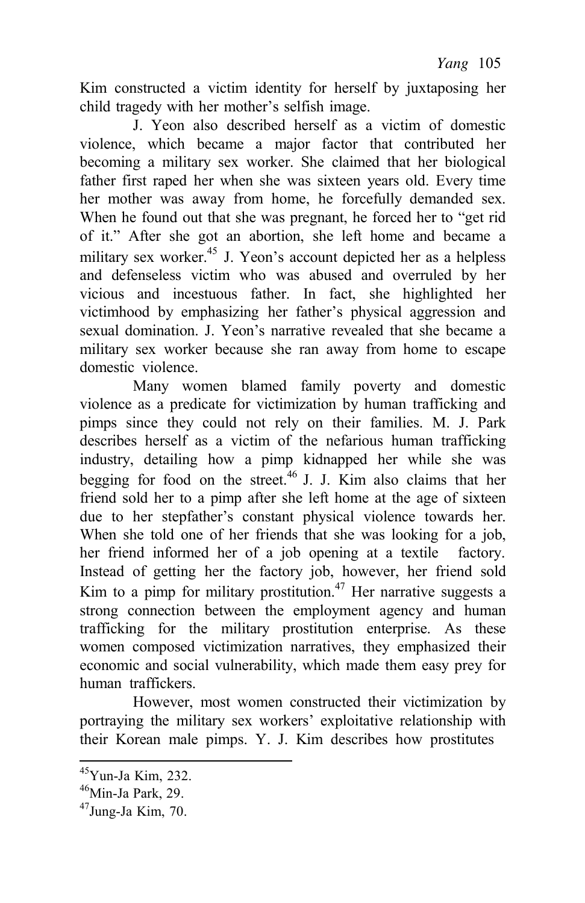Kim constructed a victim identity for herself by juxtaposing her child tragedy with her mother's selfish image.

J. Yeon also described herself as a victim of domestic violence, which became a major factor that contributed her becoming a military sex worker. She claimed that her biological father first raped her when she was sixteen years old. Every time her mother was away from home, he forcefully demanded sex. When he found out that she was pregnant, he forced her to "get rid of it." After she got an abortion, she left home and became a military sex worker.[45] J. Yeon's account depicted her as a helpless and defenseless victim who was abused and overruled by her vicious and incestuous father. In fact, she highlighted her victimhood by emphasizing her father's physical aggression and sexual domination. J. Yeon's narrative revealed that she became a military sex worker because she ran away from home to escape domestic violence.

Many women blamed family poverty and domestic violence as a predicate for victimization by human trafficking and pimps since they could not rely on their families. M. J. Park describes herself as a victim of the nefarious human trafficking industry, detailing how a pimp kidnapped her while she was begging for food on the street.[46] J. J. Kim also claims that her friend sold her to a pimp after she left home at the age of sixteen due to her stepfather's constant physical violence towards her. When she told one of her friends that she was looking for a job, her friend informed her of a job opening at a textile factory. Instead of getting her the factory job, however, her friend sold Kim to a pimp for military prostitution.[47] Her narrative suggests a strong connection between the employment agency and human trafficking for the military prostitution enterprise. As these women composed victimization narratives, they emphasized their economic and social vulnerability, which made them easy prey for human traffickers.

However, most women constructed their victimization by portraying the military sex workers' exploitative relationship with their Korean male pimps. Y. J. Kim describes how prostitutes

[45] Yun-Ja Kim, 232.
[46] Min-Ja Park, 29.
[47] Jung-Ja Kim, 70.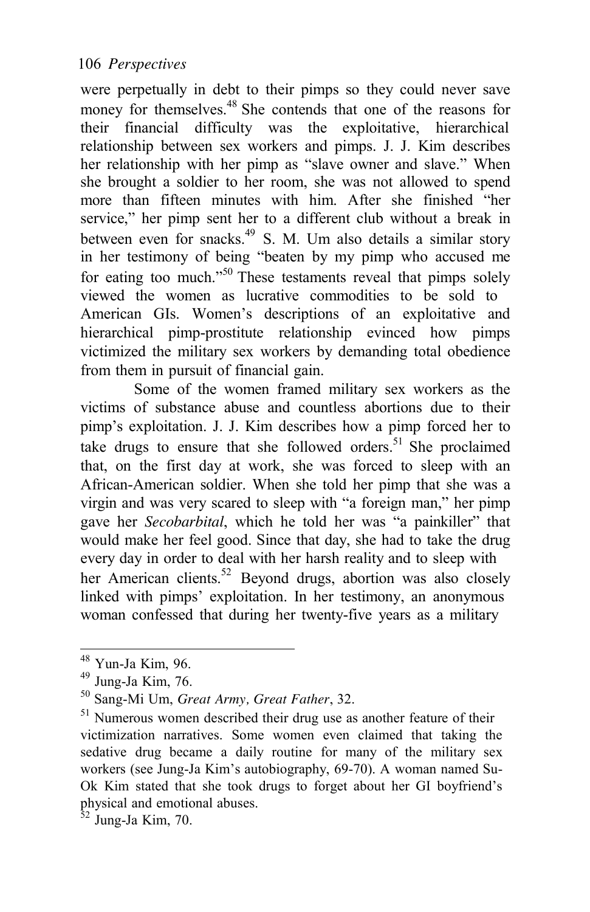were perpetually in debt to their pimps so they could never save money for themselves.[48] She contends that one of the reasons for their financial difficulty was the exploitative, hierarchical relationship between sex workers and pimps. J. J. Kim describes her relationship with her pimp as "slave owner and slave." When she brought a soldier to her room, she was not allowed to spend more than fifteen minutes with him. After she finished "her service," her pimp sent her to a different club without a break in between even for snacks.[49] S. M. Um also details a similar story in her testimony of being "beaten by my pimp who accused me for eating too much."[50] These testaments reveal that pimps solely viewed the women as lucrative commodities to be sold to American GIs. Women's descriptions of an exploitative and hierarchical pimp-prostitute relationship evinced how pimps victimized the military sex workers by demanding total obedience from them in pursuit of financial gain.

Some of the women framed military sex workers as the victims of substance abuse and countless abortions due to their pimp's exploitation. J. J. Kim describes how a pimp forced her to take drugs to ensure that she followed orders.[51] She proclaimed that, on the first day at work, she was forced to sleep with an African-American soldier. When she told her pimp that she was a virgin and was very scared to sleep with "a foreign man," her pimp gave her *Secobarbital*, which he told her was "a painkiller" that would make her feel good. Since that day, she had to take the drug every day in order to deal with her harsh reality and to sleep with her American clients.[52] Beyond drugs, abortion was also closely linked with pimps' exploitation. In her testimony, an anonymous woman confessed that during her twenty-five years as a military

---

[48] Yun-Ja Kim, 96.

[49] Jung-Ja Kim, 76.

[50] Sang-Mi Um, *Great Army, Great Father*, 32.

[51] Numerous women described their drug use as another feature of their victimization narratives. Some women even claimed that taking the sedative drug became a daily routine for many of the military sex workers (see Jung-Ja Kim's autobiography, 69-70). A woman named Su-Ok Kim stated that she took drugs to forget about her GI boyfriend's physical and emotional abuses.

[52] Jung-Ja Kim, 70.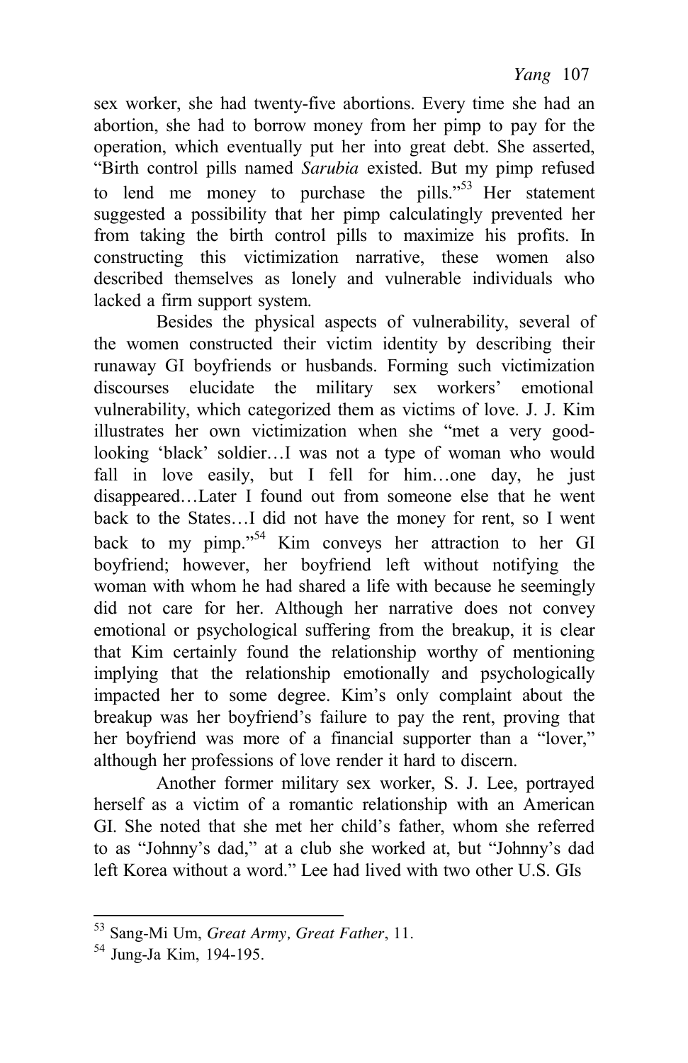sex worker, she had twenty-five abortions. Every time she had an abortion, she had to borrow money from her pimp to pay for the operation, which eventually put her into great debt. She asserted, "Birth control pills named *Sarubia* existed. But my pimp refused to lend me money to purchase the pills."[53] Her statement suggested a possibility that her pimp calculatingly prevented her from taking the birth control pills to maximize his profits. In constructing this victimization narrative, these women also described themselves as lonely and vulnerable individuals who lacked a firm support system.

Besides the physical aspects of vulnerability, several of the women constructed their victim identity by describing their runaway GI boyfriends or husbands. Forming such victimization discourses elucidate the military sex workers' emotional vulnerability, which categorized them as victims of love. J. J. Kim illustrates her own victimization when she "met a very good-looking 'black' soldier…I was not a type of woman who would fall in love easily, but I fell for him…one day, he just disappeared…Later I found out from someone else that he went back to the States…I did not have the money for rent, so I went back to my pimp."[54] Kim conveys her attraction to her GI boyfriend; however, her boyfriend left without notifying the woman with whom he had shared a life with because he seemingly did not care for her. Although her narrative does not convey emotional or psychological suffering from the breakup, it is clear that Kim certainly found the relationship worthy of mentioning implying that the relationship emotionally and psychologically impacted her to some degree. Kim's only complaint about the breakup was her boyfriend's failure to pay the rent, proving that her boyfriend was more of a financial supporter than a "lover," although her professions of love render it hard to discern.

Another former military sex worker, S. J. Lee, portrayed herself as a victim of a romantic relationship with an American GI. She noted that she met her child's father, whom she referred to as "Johnny's dad," at a club she worked at, but "Johnny's dad left Korea without a word." Lee had lived with two other U.S. GIs

---

[53] Sang-Mi Um, *Great Army, Great Father*, 11.

[54] Jung-Ja Kim, 194-195.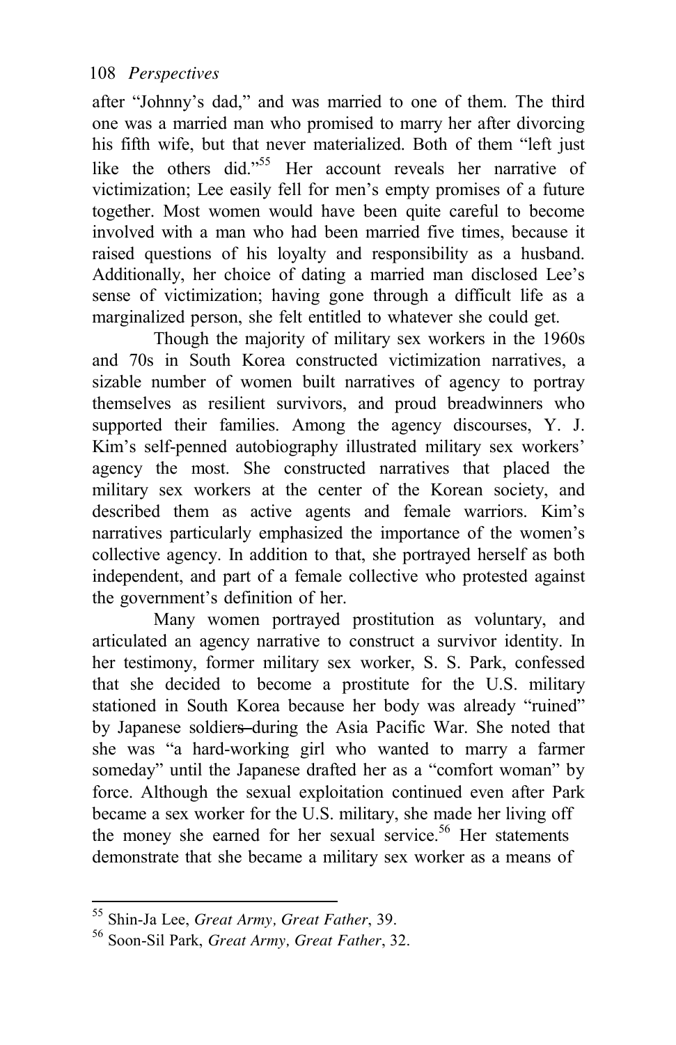after "Johnny's dad," and was married to one of them. The third one was a married man who promised to marry her after divorcing his fifth wife, but that never materialized. Both of them "left just like the others did."[55] Her account reveals her narrative of victimization; Lee easily fell for men's empty promises of a future together. Most women would have been quite careful to become involved with a man who had been married five times, because it raised questions of his loyalty and responsibility as a husband. Additionally, her choice of dating a married man disclosed Lee's sense of victimization; having gone through a difficult life as a marginalized person, she felt entitled to whatever she could get.

Though the majority of military sex workers in the 1960s and 70s in South Korea constructed victimization narratives, a sizable number of women built narratives of agency to portray themselves as resilient survivors, and proud breadwinners who supported their families. Among the agency discourses, Y. J. Kim's self-penned autobiography illustrated military sex workers' agency the most. She constructed narratives that placed the military sex workers at the center of the Korean society, and described them as active agents and female warriors. Kim's narratives particularly emphasized the importance of the women's collective agency. In addition to that, she portrayed herself as both independent, and part of a female collective who protested against the government's definition of her.

Many women portrayed prostitution as voluntary, and articulated an agency narrative to construct a survivor identity. In her testimony, former military sex worker, S. S. Park, confessed that she decided to become a prostitute for the U.S. military stationed in South Korea because her body was already "ruined" by Japanese soldiers during the Asia Pacific War. She noted that she was "a hard-working girl who wanted to marry a farmer someday" until the Japanese drafted her as a "comfort woman" by force. Although the sexual exploitation continued even after Park became a sex worker for the U.S. military, she made her living off the money she earned for her sexual service.[56] Her statements demonstrate that she became a military sex worker as a means of

---

[55] Shin-Ja Lee, *Great Army, Great Father*, 39.

[56] Soon-Sil Park, *Great Army, Great Father*, 32.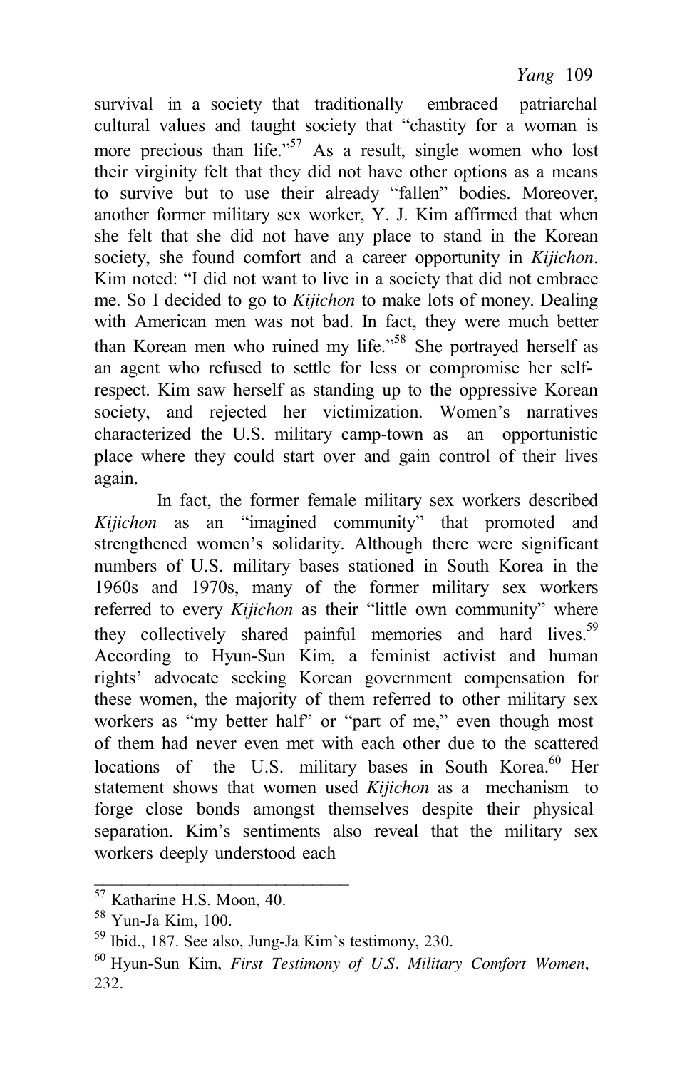survival in a society that traditionally embraced patriarchal cultural values and taught society that "chastity for a woman is more precious than life."[57] As a result, single women who lost their virginity felt that they did not have other options as a means to survive but to use their already "fallen" bodies. Moreover, another former military sex worker, Y. J. Kim affirmed that when she felt that she did not have any place to stand in the Korean society, she found comfort and a career opportunity in *Kijichon*. Kim noted: "I did not want to live in a society that did not embrace me. So I decided to go to *Kijichon* to make lots of money. Dealing with American men was not bad. In fact, they were much better than Korean men who ruined my life."[58] She portrayed herself as an agent who refused to settle for less or compromise her self-respect. Kim saw herself as standing up to the oppressive Korean society, and rejected her victimization. Women's narratives characterized the U.S. military camp-town as an opportunistic place where they could start over and gain control of their lives again.

In fact, the former female military sex workers described *Kijichon* as an "imagined community" that promoted and strengthened women's solidarity. Although there were significant numbers of U.S. military bases stationed in South Korea in the 1960s and 1970s, many of the former military sex workers referred to every *Kijichon* as their "little own community" where they collectively shared painful memories and hard lives.[59] According to Hyun-Sun Kim, a feminist activist and human rights' advocate seeking Korean government compensation for these women, the majority of them referred to other military sex workers as "my better half" or "part of me," even though most of them had never even met with each other due to the scattered locations of the U.S. military bases in South Korea.[60] Her statement shows that women used *Kijichon* as a mechanism to forge close bonds amongst themselves despite their physical separation. Kim's sentiments also reveal that the military sex workers deeply understood each

---

[57] Katharine H.S. Moon, 40.

[58] Yun-Ja Kim, 100.

[59] Ibid., 187. See also, Jung-Ja Kim's testimony, 230.

[60] Hyun-Sun Kim, *First Testimony of U.S. Military Comfort Women*, 232.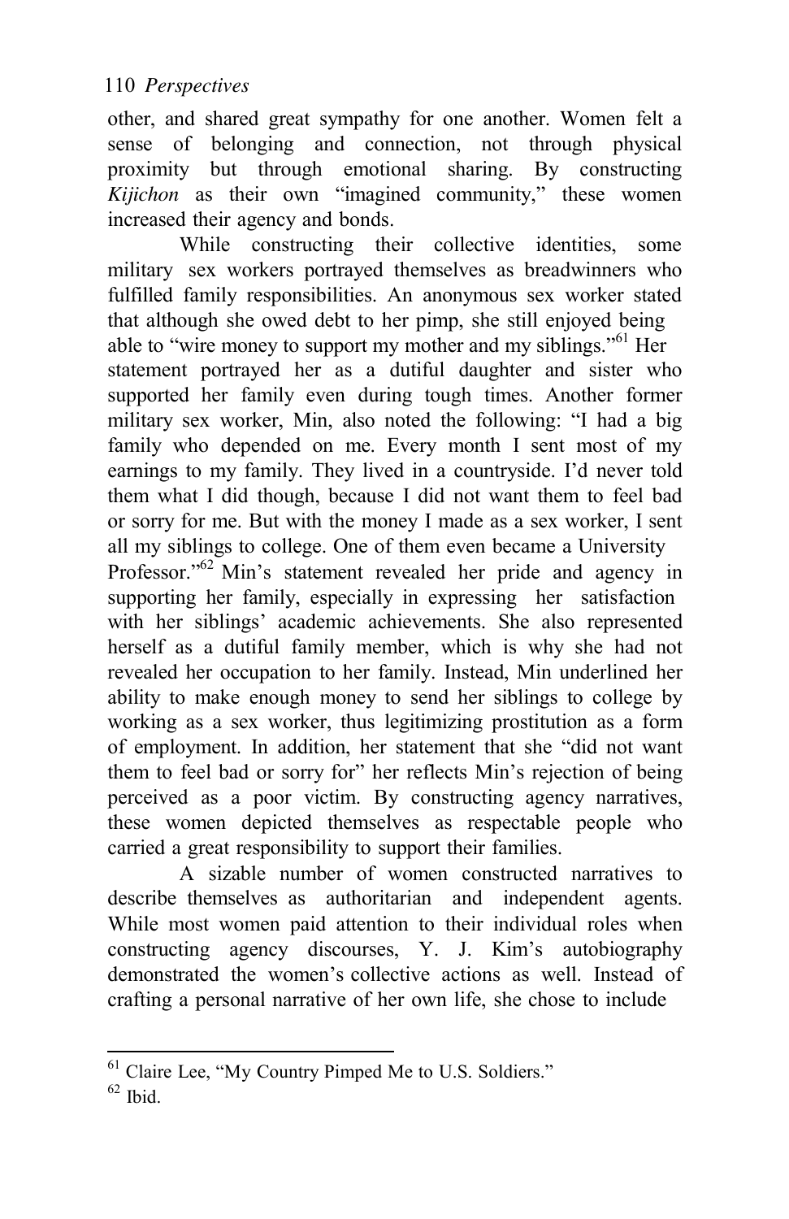other, and shared great sympathy for one another. Women felt a sense of belonging and connection, not through physical proximity but through emotional sharing. By constructing *Kijichon* as their own "imagined community," these women increased their agency and bonds.

While constructing their collective identities, some military sex workers portrayed themselves as breadwinners who fulfilled family responsibilities. An anonymous sex worker stated that although she owed debt to her pimp, she still enjoyed being able to "wire money to support my mother and my siblings."[61] Her statement portrayed her as a dutiful daughter and sister who supported her family even during tough times. Another former military sex worker, Min, also noted the following: "I had a big family who depended on me. Every month I sent most of my earnings to my family. They lived in a countryside. I'd never told them what I did though, because I did not want them to feel bad or sorry for me. But with the money I made as a sex worker, I sent all my siblings to college. One of them even became a University Professor."[62] Min's statement revealed her pride and agency in supporting her family, especially in expressing her satisfaction with her siblings' academic achievements. She also represented herself as a dutiful family member, which is why she had not revealed her occupation to her family. Instead, Min underlined her ability to make enough money to send her siblings to college by working as a sex worker, thus legitimizing prostitution as a form of employment. In addition, her statement that she "did not want them to feel bad or sorry for" her reflects Min's rejection of being perceived as a poor victim. By constructing agency narratives, these women depicted themselves as respectable people who carried a great responsibility to support their families.

A sizable number of women constructed narratives to describe themselves as authoritarian and independent agents. While most women paid attention to their individual roles when constructing agency discourses, Y. J. Kim's autobiography demonstrated the women's collective actions as well. Instead of crafting a personal narrative of her own life, she chose to include

---

[61] Claire Lee, "My Country Pimped Me to U.S. Soldiers."

[62] Ibid.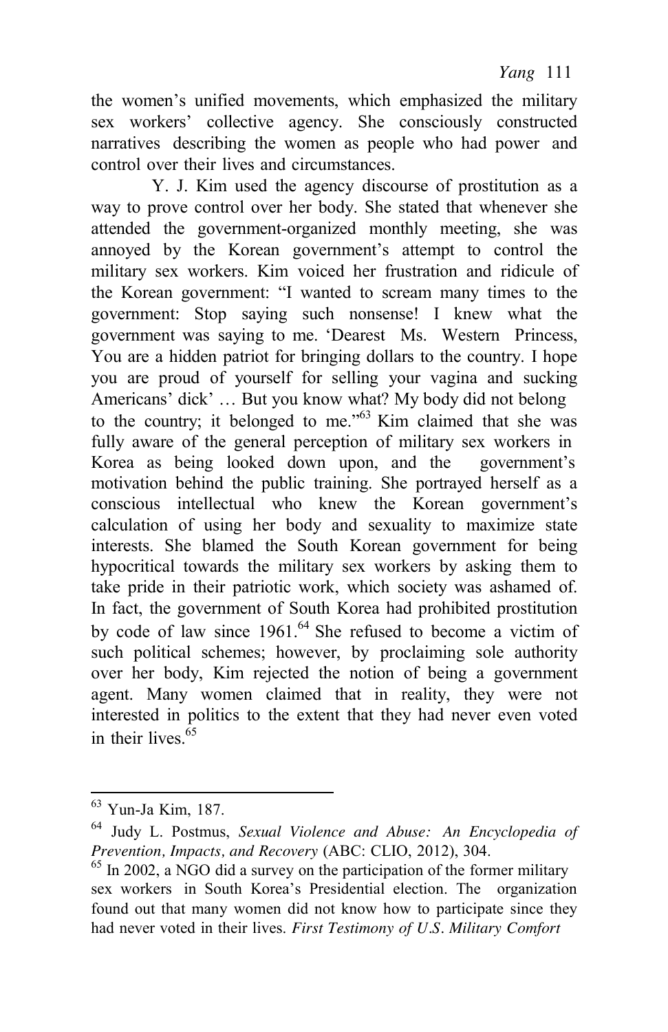the women's unified movements, which emphasized the military sex workers' collective agency. She consciously constructed narratives describing the women as people who had power and control over their lives and circumstances.

Y. J. Kim used the agency discourse of prostitution as a way to prove control over her body. She stated that whenever she attended the government-organized monthly meeting, she was annoyed by the Korean government's attempt to control the military sex workers. Kim voiced her frustration and ridicule of the Korean government: "I wanted to scream many times to the government: Stop saying such nonsense! I knew what the government was saying to me. 'Dearest Ms. Western Princess, You are a hidden patriot for bringing dollars to the country. I hope you are proud of yourself for selling your vagina and sucking Americans' dick' … But you know what? My body did not belong to the country; it belonged to me."[63] Kim claimed that she was fully aware of the general perception of military sex workers in Korea as being looked down upon, and the government's motivation behind the public training. She portrayed herself as a conscious intellectual who knew the Korean government's calculation of using her body and sexuality to maximize state interests. She blamed the South Korean government for being hypocritical towards the military sex workers by asking them to take pride in their patriotic work, which society was ashamed of. In fact, the government of South Korea had prohibited prostitution by code of law since 1961.[64] She refused to become a victim of such political schemes; however, by proclaiming sole authority over her body, Kim rejected the notion of being a government agent. Many women claimed that in reality, they were not interested in politics to the extent that they had never even voted in their lives.[65]

---

[63] Yun-Ja Kim, 187.

[64] Judy L. Postmus, *Sexual Violence and Abuse: An Encyclopedia of Prevention, Impacts, and Recovery* (ABC: CLIO, 2012), 304.

[65] In 2002, a NGO did a survey on the participation of the former military sex workers in South Korea's Presidential election. The organization found out that many women did not know how to participate since they had never voted in their lives. *First Testimony of U.S. Military Comfort*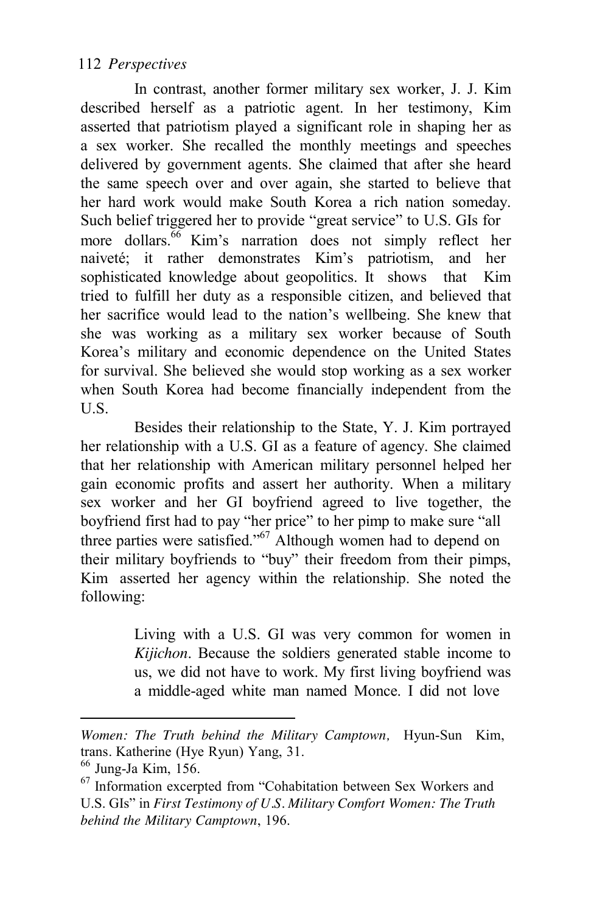In contrast, another former military sex worker, J. J. Kim described herself as a patriotic agent. In her testimony, Kim asserted that patriotism played a significant role in shaping her as a sex worker. She recalled the monthly meetings and speeches delivered by government agents. She claimed that after she heard the same speech over and over again, she started to believe that her hard work would make South Korea a rich nation someday. Such belief triggered her to provide "great service" to U.S. GIs for more dollars.[66] Kim's narration does not simply reflect her naiveté; it rather demonstrates Kim's patriotism, and her sophisticated knowledge about geopolitics. It shows that Kim tried to fulfill her duty as a responsible citizen, and believed that her sacrifice would lead to the nation's wellbeing. She knew that she was working as a military sex worker because of South Korea's military and economic dependence on the United States for survival. She believed she would stop working as a sex worker when South Korea had become financially independent from the U.S.

Besides their relationship to the State, Y. J. Kim portrayed her relationship with a U.S. GI as a feature of agency. She claimed that her relationship with American military personnel helped her gain economic profits and assert her authority. When a military sex worker and her GI boyfriend agreed to live together, the boyfriend first had to pay "her price" to her pimp to make sure "all three parties were satisfied."[67] Although women had to depend on their military boyfriends to "buy" their freedom from their pimps, Kim asserted her agency within the relationship. She noted the following:

> Living with a U.S. GI was very common for women in *Kijichon*. Because the soldiers generated stable income to us, we did not have to work. My first living boyfriend was a middle-aged white man named Monce. I did not love

---

*Women: The Truth behind the Military Camptown,* Hyun-Sun Kim, trans. Katherine (Hye Ryun) Yang, 31.

[66] Jung-Ja Kim, 156.

[67] Information excerpted from "Cohabitation between Sex Workers and U.S. GIs" in *First Testimony of U.S. Military Comfort Women: The Truth behind the Military Camptown*, 196.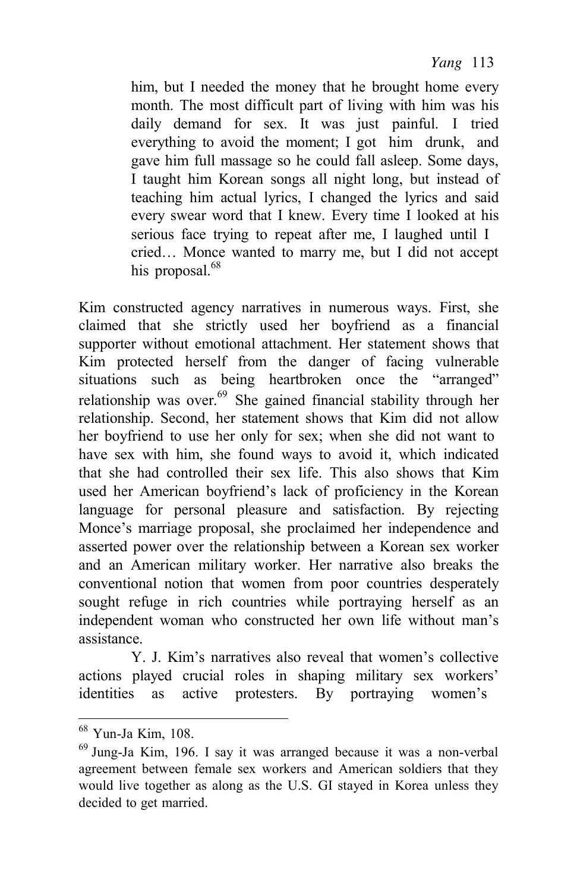> him, but I needed the money that he brought home every month. The most difficult part of living with him was his daily demand for sex. It was just painful. I tried everything to avoid the moment; I got him drunk, and gave him full massage so he could fall asleep. Some days, I taught him Korean songs all night long, but instead of teaching him actual lyrics, I changed the lyrics and said every swear word that I knew. Every time I looked at his serious face trying to repeat after me, I laughed until I cried… Monce wanted to marry me, but I did not accept his proposal.[68]

Kim constructed agency narratives in numerous ways. First, she claimed that she strictly used her boyfriend as a financial supporter without emotional attachment. Her statement shows that Kim protected herself from the danger of facing vulnerable situations such as being heartbroken once the "arranged" relationship was over.[69] She gained financial stability through her relationship. Second, her statement shows that Kim did not allow her boyfriend to use her only for sex; when she did not want to have sex with him, she found ways to avoid it, which indicated that she had controlled their sex life. This also shows that Kim used her American boyfriend's lack of proficiency in the Korean language for personal pleasure and satisfaction. By rejecting Monce's marriage proposal, she proclaimed her independence and asserted power over the relationship between a Korean sex worker and an American military worker. Her narrative also breaks the conventional notion that women from poor countries desperately sought refuge in rich countries while portraying herself as an independent woman who constructed her own life without man's assistance.

Y. J. Kim's narratives also reveal that women's collective actions played crucial roles in shaping military sex workers' identities as active protesters. By portraying women's

---

[68] Yun-Ja Kim, 108.

[69] Jung-Ja Kim, 196. I say it was arranged because it was a non-verbal agreement between female sex workers and American soldiers that they would live together as along as the U.S. GI stayed in Korea unless they decided to get married.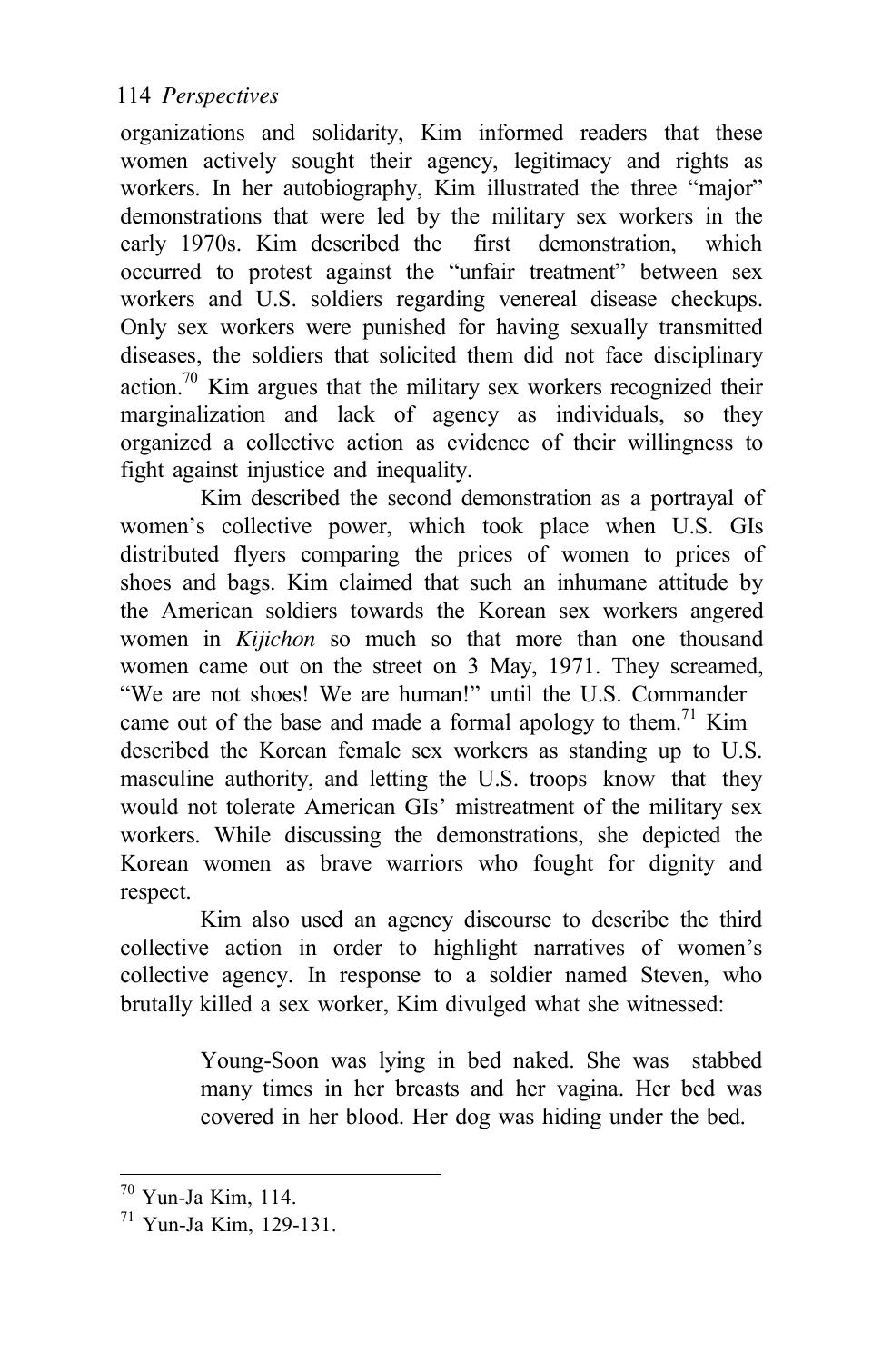organizations and solidarity, Kim informed readers that these women actively sought their agency, legitimacy and rights as workers. In her autobiography, Kim illustrated the three "major" demonstrations that were led by the military sex workers in the early 1970s. Kim described the first demonstration, which occurred to protest against the "unfair treatment" between sex workers and U.S. soldiers regarding venereal disease checkups. Only sex workers were punished for having sexually transmitted diseases, the soldiers that solicited them did not face disciplinary action.[70] Kim argues that the military sex workers recognized their marginalization and lack of agency as individuals, so they organized a collective action as evidence of their willingness to fight against injustice and inequality.

Kim described the second demonstration as a portrayal of women's collective power, which took place when U.S. GIs distributed flyers comparing the prices of women to prices of shoes and bags. Kim claimed that such an inhumane attitude by the American soldiers towards the Korean sex workers angered women in *Kijichon* so much so that more than one thousand women came out on the street on 3 May, 1971. They screamed, "We are not shoes! We are human!" until the U.S. Commander came out of the base and made a formal apology to them.[71] Kim described the Korean female sex workers as standing up to U.S. masculine authority, and letting the U.S. troops know that they would not tolerate American GIs' mistreatment of the military sex workers. While discussing the demonstrations, she depicted the Korean women as brave warriors who fought for dignity and respect.

Kim also used an agency discourse to describe the third collective action in order to highlight narratives of women's collective agency. In response to a soldier named Steven, who brutally killed a sex worker, Kim divulged what she witnessed:

> Young-Soon was lying in bed naked. She was stabbed many times in her breasts and her vagina. Her bed was covered in her blood. Her dog was hiding under the bed.

---

[70] Yun-Ja Kim, 114.

[71] Yun-Ja Kim, 129-131.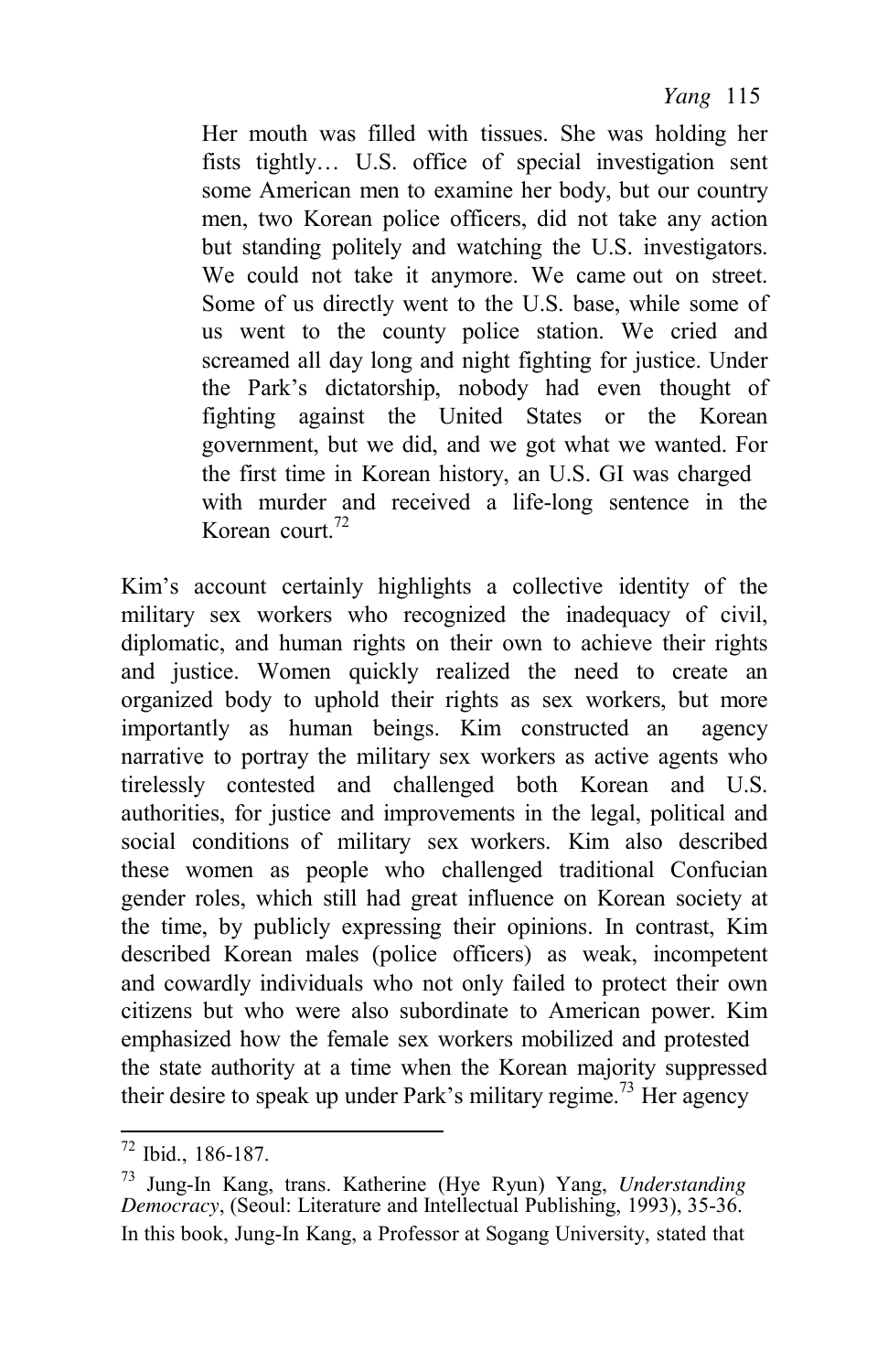> Her mouth was filled with tissues. She was holding her fists tightly… U.S. office of special investigation sent some American men to examine her body, but our country men, two Korean police officers, did not take any action but standing politely and watching the U.S. investigators. We could not take it anymore. We came out on street. Some of us directly went to the U.S. base, while some of us went to the county police station. We cried and screamed all day long and night fighting for justice. Under the Park's dictatorship, nobody had even thought of fighting against the United States or the Korean government, but we did, and we got what we wanted. For the first time in Korean history, an U.S. GI was charged with murder and received a life-long sentence in the Korean court.[72]

Kim's account certainly highlights a collective identity of the military sex workers who recognized the inadequacy of civil, diplomatic, and human rights on their own to achieve their rights and justice. Women quickly realized the need to create an organized body to uphold their rights as sex workers, but more importantly as human beings. Kim constructed an agency narrative to portray the military sex workers as active agents who tirelessly contested and challenged both Korean and U.S. authorities, for justice and improvements in the legal, political and social conditions of military sex workers. Kim also described these women as people who challenged traditional Confucian gender roles, which still had great influence on Korean society at the time, by publicly expressing their opinions. In contrast, Kim described Korean males (police officers) as weak, incompetent and cowardly individuals who not only failed to protect their own citizens but who were also subordinate to American power. Kim emphasized how the female sex workers mobilized and protested the state authority at a time when the Korean majority suppressed their desire to speak up under Park's military regime.[73] Her agency

---

[72] Ibid., 186-187.

[73] Jung-In Kang, trans. Katherine (Hye Ryun) Yang, *Understanding Democracy*, (Seoul: Literature and Intellectual Publishing, 1993), 35-36. In this book, Jung-In Kang, a Professor at Sogang University, stated that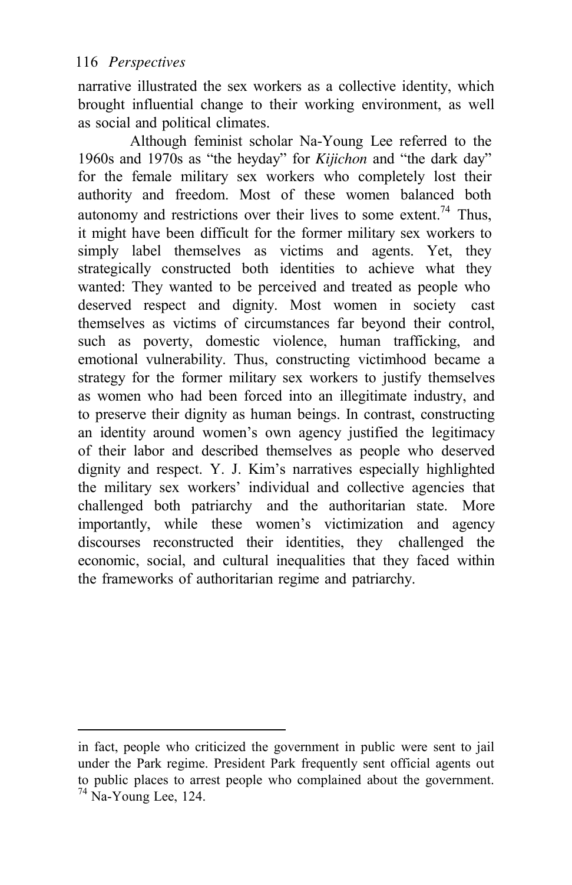narrative illustrated the sex workers as a collective identity, which brought influential change to their working environment, as well as social and political climates.

Although feminist scholar Na-Young Lee referred to the 1960s and 1970s as "the heyday" for *Kijichon* and "the dark day" for the female military sex workers who completely lost their authority and freedom. Most of these women balanced both autonomy and restrictions over their lives to some extent.[74] Thus, it might have been difficult for the former military sex workers to simply label themselves as victims and agents. Yet, they strategically constructed both identities to achieve what they wanted: They wanted to be perceived and treated as people who deserved respect and dignity. Most women in society cast themselves as victims of circumstances far beyond their control, such as poverty, domestic violence, human trafficking, and emotional vulnerability. Thus, constructing victimhood became a strategy for the former military sex workers to justify themselves as women who had been forced into an illegitimate industry, and to preserve their dignity as human beings. In contrast, constructing an identity around women's own agency justified the legitimacy of their labor and described themselves as people who deserved dignity and respect. Y. J. Kim's narratives especially highlighted the military sex workers' individual and collective agencies that challenged both patriarchy and the authoritarian state. More importantly, while these women's victimization and agency discourses reconstructed their identities, they challenged the economic, social, and cultural inequalities that they faced within the frameworks of authoritarian regime and patriarchy.

---

in fact, people who criticized the government in public were sent to jail under the Park regime. President Park frequently sent official agents out to public places to arrest people who complained about the government.

[74] Na-Young Lee, 124.